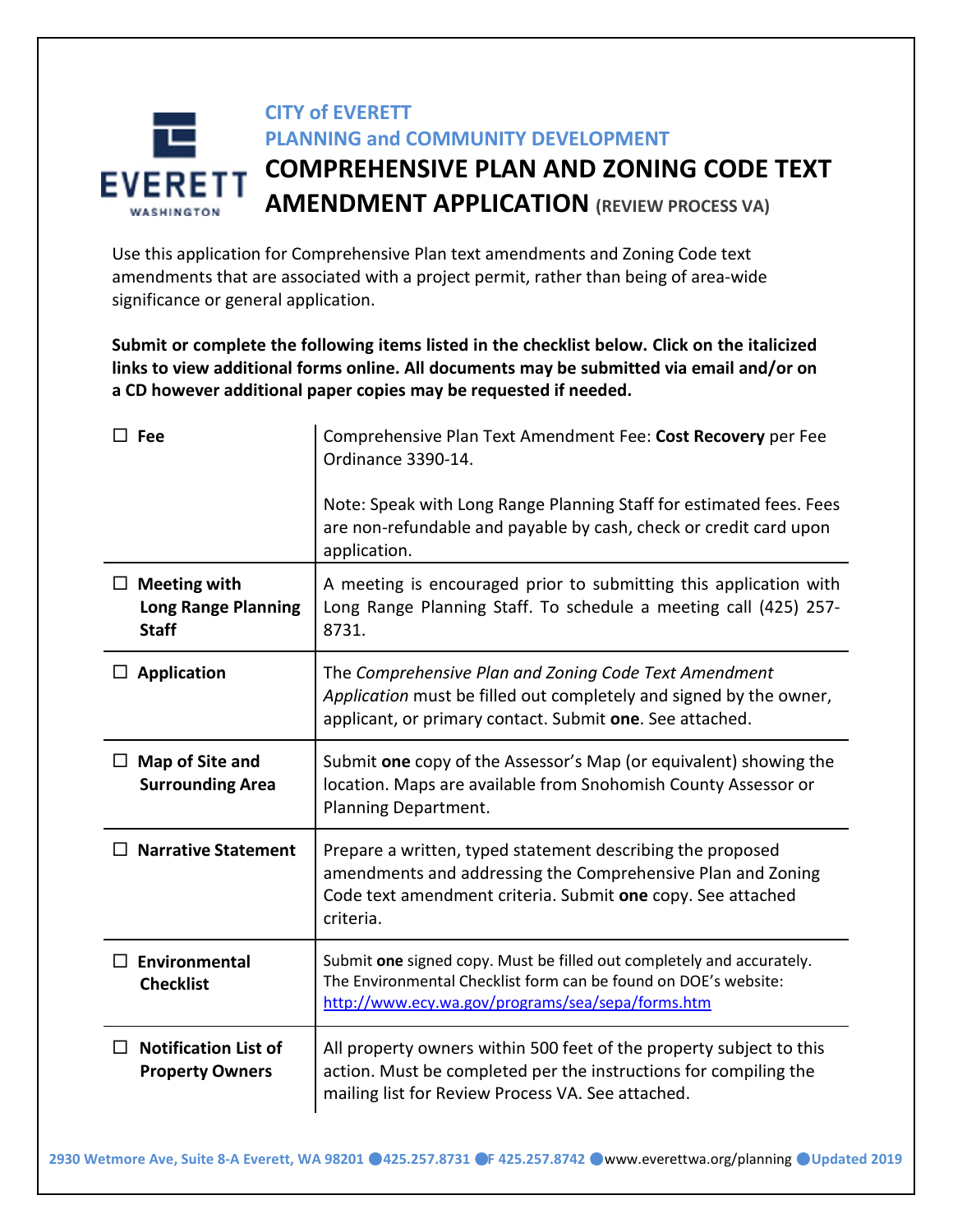CITY of EVERETT

PLANNING and COMMUNITY DEVELOPMENT

# COMPREHENSIVE PLAN AND ZONING CODE TEXT AMENDMENT APPLICATION (REVIEW PROCESS VA)

Use this application for Comprehensive Plan text amendments and Zoning Code text amendments that are associated with a project permit, rather than being of area-wide significance or general application.

**Submit or complete the following items listed in the checklist below. Click on the italicized links to view additional forms online. All documents may be submitted via email and/or on a CD however additional paper copies may be requested if needed.**

| | |
|---|---|
| ☐ **Fee** | Comprehensive Plan Text Amendment Fee: **Cost Recovery** per Fee Ordinance 3390-14.<br><br>Note: Speak with Long Range Planning Staff for estimated fees. Fees are non-refundable and payable by cash, check or credit card upon application. |
| ☐ **Meeting with Long Range Planning Staff** | A meeting is encouraged prior to submitting this application with Long Range Planning Staff. To schedule a meeting call (425) 257-8731. |
| ☐ **Application** | The *Comprehensive Plan and Zoning Code Text Amendment Application* must be filled out completely and signed by the owner, applicant, or primary contact. Submit **one**. See attached. |
| ☐ **Map of Site and Surrounding Area** | Submit **one** copy of the Assessor's Map (or equivalent) showing the location. Maps are available from Snohomish County Assessor or Planning Department. |
| ☐ **Narrative Statement** | Prepare a written, typed statement describing the proposed amendments and addressing the Comprehensive Plan and Zoning Code text amendment criteria. Submit **one** copy. See attached criteria. |
| ☐ **Environmental Checklist** | Submit **one** signed copy. Must be filled out completely and accurately. The Environmental Checklist form can be found on DOE's website: http://www.ecy.wa.gov/programs/sea/sepa/forms.htm |
| ☐ **Notification List of Property Owners** | All property owners within 500 feet of the property subject to this action. Must be completed per the instructions for compiling the mailing list for Review Process VA. See attached. |

2930 Wetmore Ave, Suite 8-A Everett, WA 98201 ● 425.257.8731 ● F 425.257.8742 ● www.everettwa.org/planning ● Updated 2019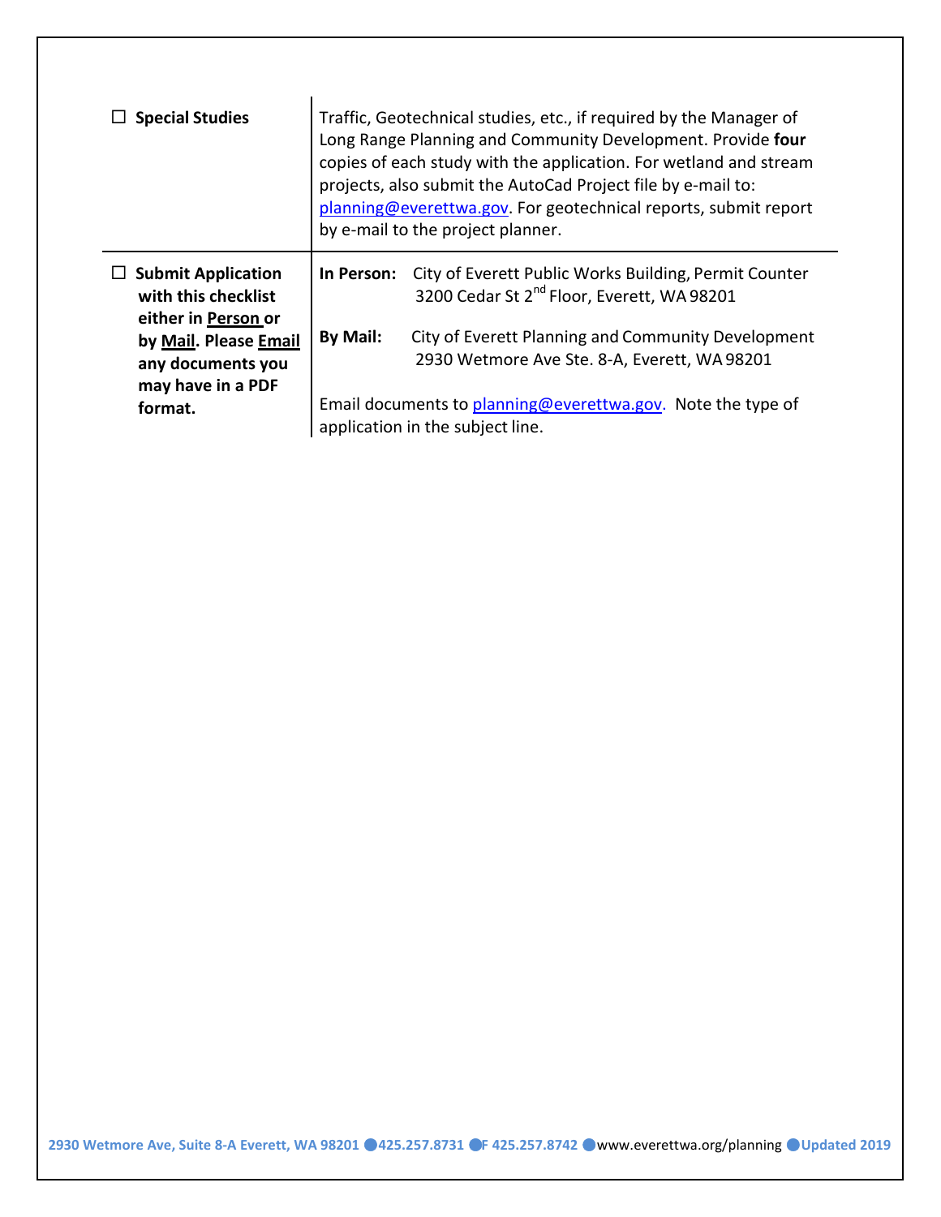| | |
|---|---|
| ☐ **Special Studies** | Traffic, Geotechnical studies, etc., if required by the Manager of Long Range Planning and Community Development. Provide **four** copies of each study with the application. For wetland and stream projects, also submit the AutoCad Project file by e-mail to: planning@everettwa.gov. For geotechnical reports, submit report by e-mail to the project planner. |
| ☐ **Submit Application with this checklist either in Person or by Mail. Please Email any documents you may have in a PDF format.** | **In Person:** City of Everett Public Works Building, Permit Counter 3200 Cedar St 2nd Floor, Everett, WA 98201<br><br>**By Mail:** City of Everett Planning and Community Development 2930 Wetmore Ave Ste. 8-A, Everett, WA 98201<br><br>Email documents to planning@everettwa.gov. Note the type of application in the subject line. |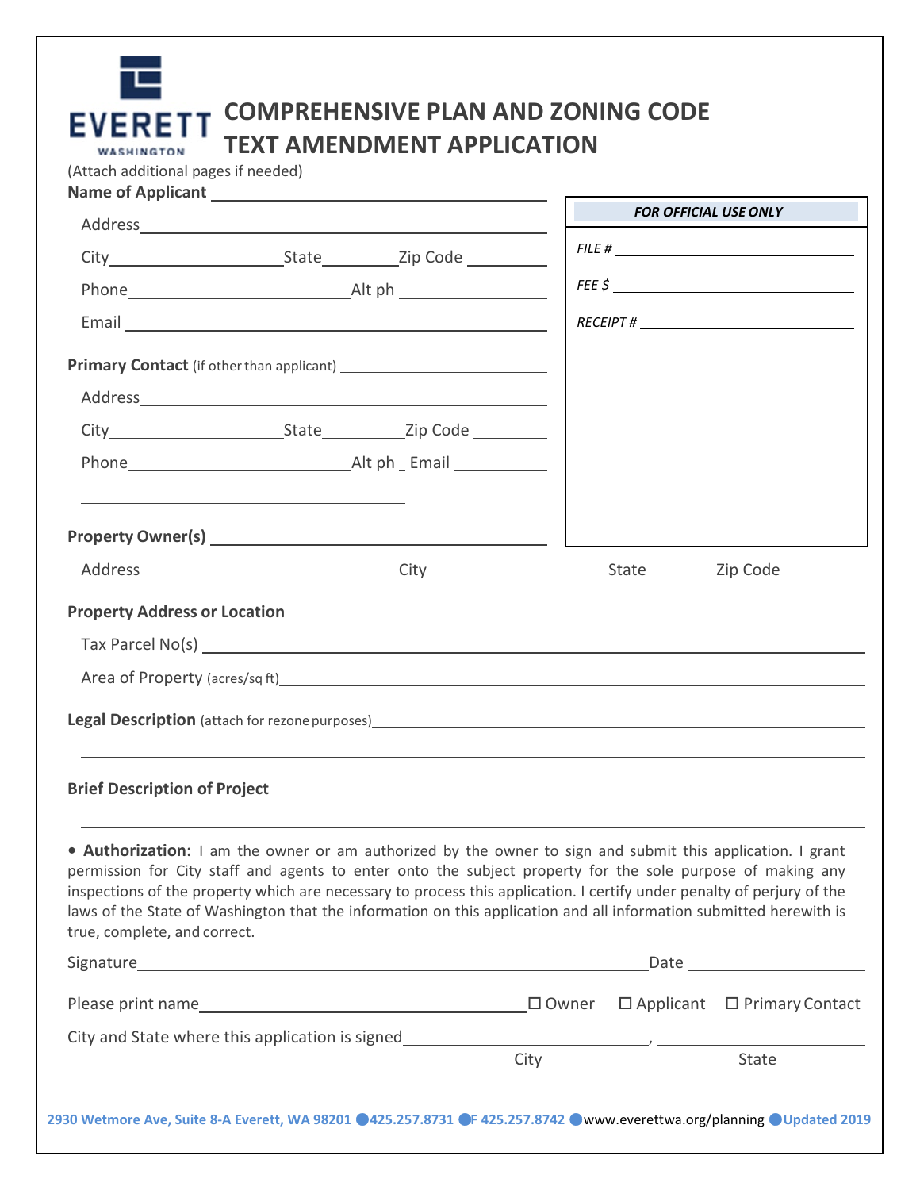EVERETT WASHINGTON

# COMPREHENSIVE PLAN AND ZONING CODE TEXT AMENDMENT APPLICATION

(Attach additional pages if needed)

**Name of Applicant** ____________________

Address ____________________

City __________ State __________ Zip Code __________

Phone __________ Alt ph __________

Email ____________________

| *FOR OFFICIAL USE ONLY* |
|---|
| *FILE #* __________ |
| *FEE $* __________ |
| *RECEIPT #* __________ |

**Primary Contact** (if other than applicant) ____________________

Address ____________________

City __________ State __________ Zip Code __________

Phone __________ Alt ph _ Email __________

____________________

**Property Owner(s)** ____________________

Address __________ City __________ State __________ Zip Code __________

**Property Address or Location** ____________________

Tax Parcel No(s) ____________________

Area of Property (acres/sq ft) ____________________

**Legal Description** (attach for rezone purposes) ____________________

____________________

**Brief Description of Project** ____________________

____________________

• **Authorization:** I am the owner or am authorized by the owner to sign and submit this application. I grant permission for City staff and agents to enter onto the subject property for the sole purpose of making any inspections of the property which are necessary to process this application. I certify under penalty of perjury of the laws of the State of Washington that the information on this application and all information submitted herewith is true, complete, and correct.

Signature ____________________ Date __________

Please print name ____________________ ☐ Owner ☐ Applicant ☐ Primary Contact

City and State where this application is signed __________, __________

City State

2930 Wetmore Ave, Suite 8-A Everett, WA 98201 ● 425.257.8731 ● F 425.257.8742 ● www.everettwa.org/planning ● Updated 2019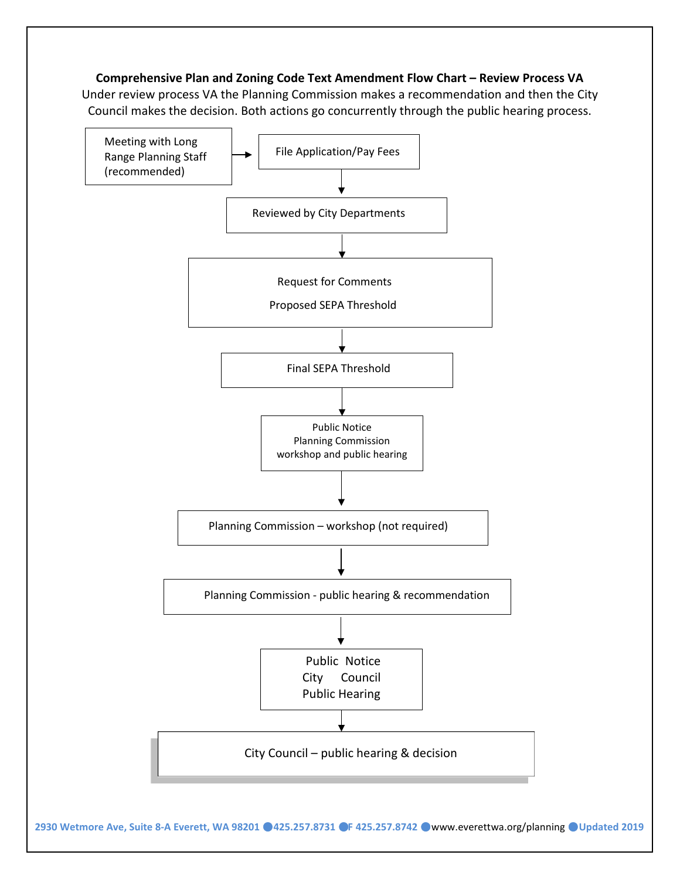**Comprehensive Plan and Zoning Code Text Amendment Flow Chart – Review Process VA**

Under review process VA the Planning Commission makes a recommendation and then the City Council makes the decision. Both actions go concurrently through the public hearing process.

Meeting with Long Range Planning Staff (recommended) → File Application/Pay Fees

↓

Reviewed by City Departments

↓

Request for Comments

Proposed SEPA Threshold

↓

Final SEPA Threshold

↓

Public Notice
Planning Commission
workshop and public hearing

↓

Planning Commission – workshop (not required)

↓

Planning Commission - public hearing & recommendation

↓

Public Notice
City Council
Public Hearing

↓

City Council – public hearing & decision

2930 Wetmore Ave, Suite 8-A Everett, WA 98201 ● 425.257.8731 ● F 425.257.8742 ● www.everettwa.org/planning ● Updated 2019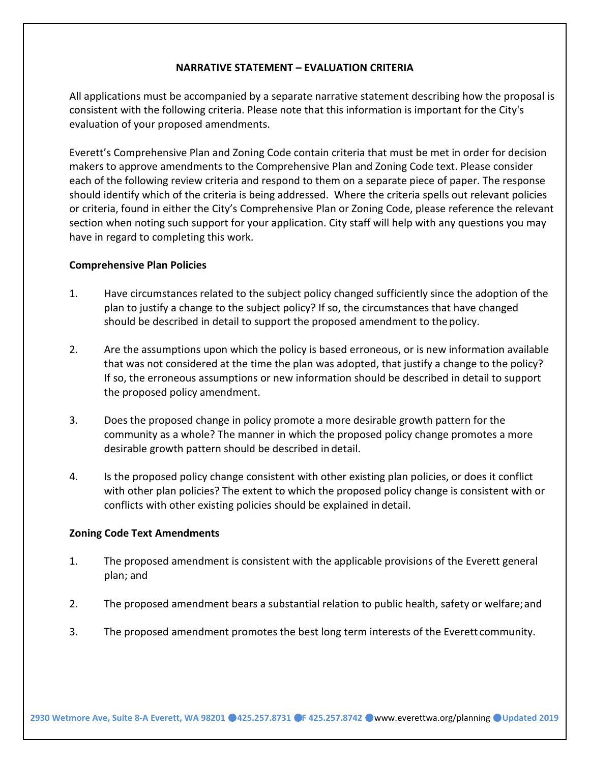## NARRATIVE STATEMENT – EVALUATION CRITERIA

All applications must be accompanied by a separate narrative statement describing how the proposal is consistent with the following criteria. Please note that this information is important for the City's evaluation of your proposed amendments.

Everett's Comprehensive Plan and Zoning Code contain criteria that must be met in order for decision makers to approve amendments to the Comprehensive Plan and Zoning Code text. Please consider each of the following review criteria and respond to them on a separate piece of paper. The response should identify which of the criteria is being addressed. Where the criteria spells out relevant policies or criteria, found in either the City's Comprehensive Plan or Zoning Code, please reference the relevant section when noting such support for your application. City staff will help with any questions you may have in regard to completing this work.

### Comprehensive Plan Policies

1. Have circumstances related to the subject policy changed sufficiently since the adoption of the plan to justify a change to the subject policy? If so, the circumstances that have changed should be described in detail to support the proposed amendment to the policy.

2. Are the assumptions upon which the policy is based erroneous, or is new information available that was not considered at the time the plan was adopted, that justify a change to the policy? If so, the erroneous assumptions or new information should be described in detail to support the proposed policy amendment.

3. Does the proposed change in policy promote a more desirable growth pattern for the community as a whole? The manner in which the proposed policy change promotes a more desirable growth pattern should be described in detail.

4. Is the proposed policy change consistent with other existing plan policies, or does it conflict with other plan policies? The extent to which the proposed policy change is consistent with or conflicts with other existing policies should be explained in detail.

### Zoning Code Text Amendments

1. The proposed amendment is consistent with the applicable provisions of the Everett general plan; and

2. The proposed amendment bears a substantial relation to public health, safety or welfare; and

3. The proposed amendment promotes the best long term interests of the Everett community.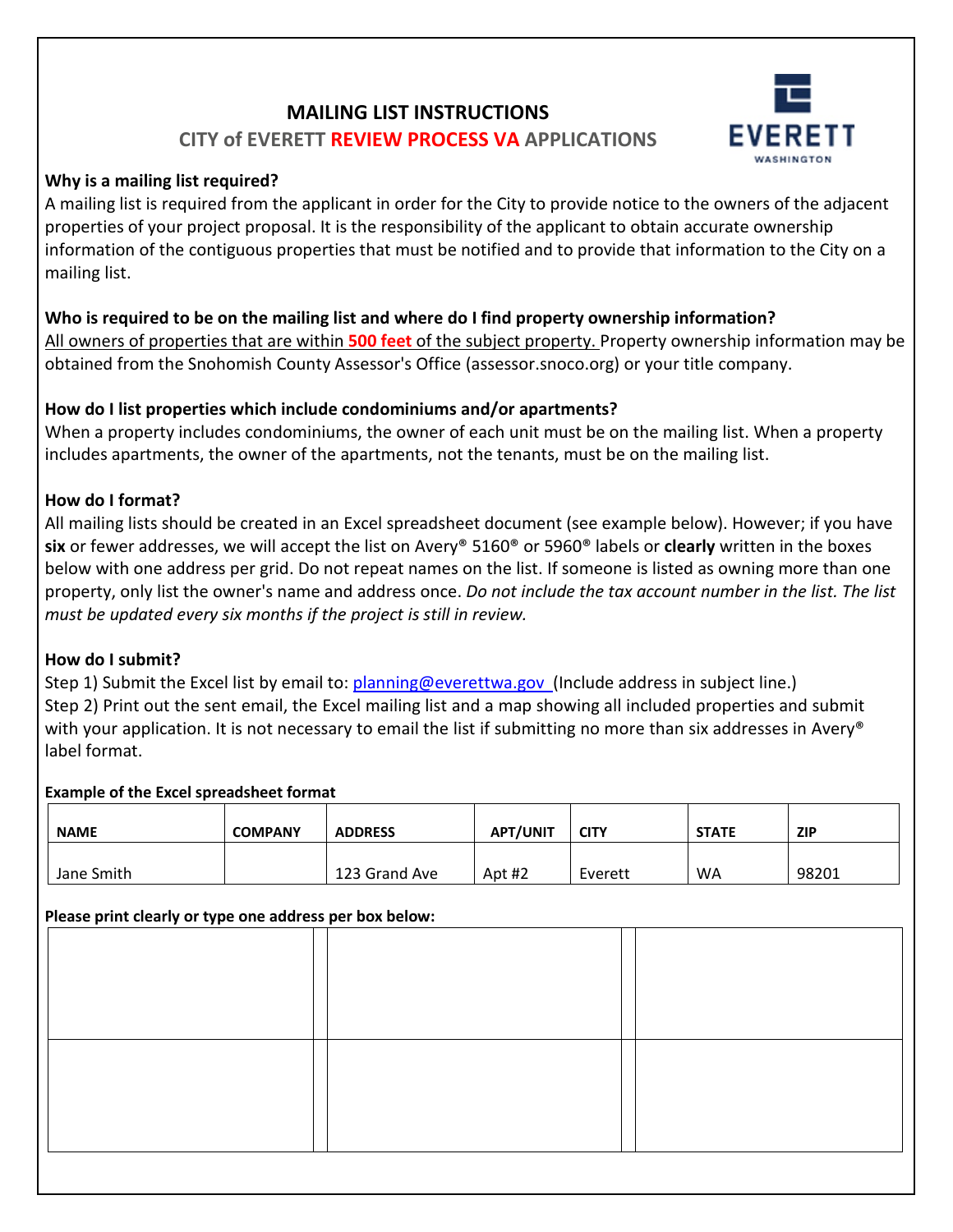# MAILING LIST INSTRUCTIONS

## CITY of EVERETT REVIEW PROCESS VA APPLICATIONS

EVERETT
WASHINGTON

**Why is a mailing list required?**

A mailing list is required from the applicant in order for the City to provide notice to the owners of the adjacent properties of your project proposal. It is the responsibility of the applicant to obtain accurate ownership information of the contiguous properties that must be notified and to provide that information to the City on a mailing list.

**Who is required to be on the mailing list and where do I find property ownership information?**

All owners of properties that are within **500 feet** of the subject property. Property ownership information may be obtained from the Snohomish County Assessor's Office (assessor.snoco.org) or your title company.

**How do I list properties which include condominiums and/or apartments?**

When a property includes condominiums, the owner of each unit must be on the mailing list. When a property includes apartments, the owner of the apartments, not the tenants, must be on the mailing list.

**How do I format?**

All mailing lists should be created in an Excel spreadsheet document (see example below). However; if you have **six** or fewer addresses, we will accept the list on Avery® 5160® or 5960® labels or **clearly** written in the boxes below with one address per grid. Do not repeat names on the list. If someone is listed as owning more than one property, only list the owner's name and address once. *Do not include the tax account number in the list. The list must be updated every six months if the project is still in review.*

**How do I submit?**

Step 1) Submit the Excel list by email to: planning@everettwa.gov (Include address in subject line.)
Step 2) Print out the sent email, the Excel mailing list and a map showing all included properties and submit with your application. It is not necessary to email the list if submitting no more than six addresses in Avery® label format.

**Example of the Excel spreadsheet format**

| NAME | COMPANY | ADDRESS | APT/UNIT | CITY | STATE | ZIP |
|---|---|---|---|---|---|---|
| Jane Smith | | 123 Grand Ave | Apt #2 | Everett | WA | 98201 |

**Please print clearly or type one address per box below:**

| | | |
|---|---|---|
| | | |
| | | |